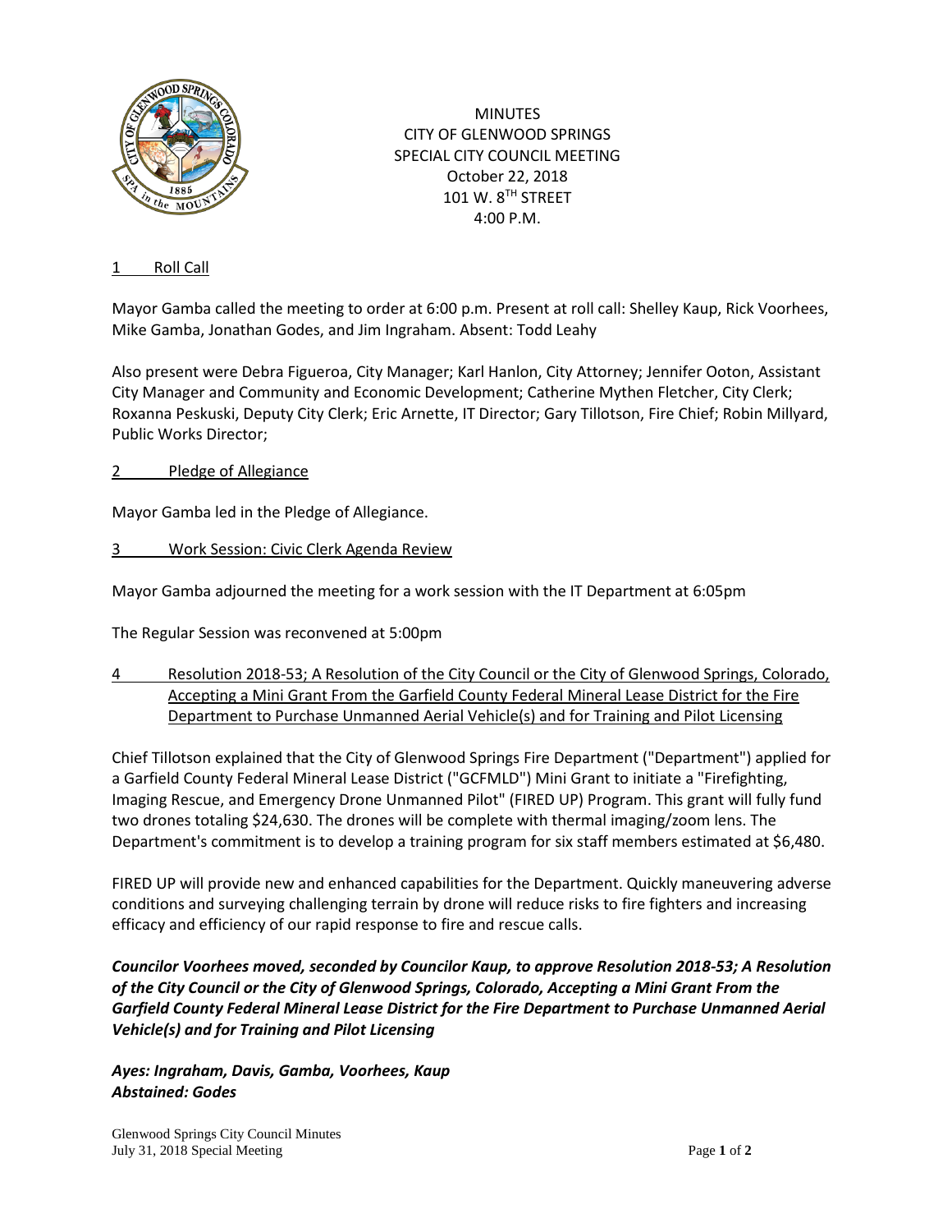MINUTES
CITY OF GLENWOOD SPRINGS
SPECIAL CITY COUNCIL MEETING
October 22, 2018
101 W. 8TH STREET
4:00 P.M.

1 Roll Call

Mayor Gamba called the meeting to order at 6:00 p.m. Present at roll call: Shelley Kaup, Rick Voorhees, Mike Gamba, Jonathan Godes, and Jim Ingraham. Absent: Todd Leahy

Also present were Debra Figueroa, City Manager; Karl Hanlon, City Attorney; Jennifer Ooton, Assistant City Manager and Community and Economic Development; Catherine Mythen Fletcher, City Clerk; Roxanna Peskuski, Deputy City Clerk; Eric Arnette, IT Director; Gary Tillotson, Fire Chief; Robin Millyard, Public Works Director;

2 Pledge of Allegiance

Mayor Gamba led in the Pledge of Allegiance.

3 Work Session: Civic Clerk Agenda Review

Mayor Gamba adjourned the meeting for a work session with the IT Department at 6:05pm

The Regular Session was reconvened at 5:00pm

4 Resolution 2018-53; A Resolution of the City Council or the City of Glenwood Springs, Colorado, Accepting a Mini Grant From the Garfield County Federal Mineral Lease District for the Fire Department to Purchase Unmanned Aerial Vehicle(s) and for Training and Pilot Licensing

Chief Tillotson explained that the City of Glenwood Springs Fire Department ("Department") applied for a Garfield County Federal Mineral Lease District ("GCFMLD") Mini Grant to initiate a "Firefighting, Imaging Rescue, and Emergency Drone Unmanned Pilot" (FIRED UP) Program. This grant will fully fund two drones totaling $24,630. The drones will be complete with thermal imaging/zoom lens. The Department's commitment is to develop a training program for six staff members estimated at $6,480.

FIRED UP will provide new and enhanced capabilities for the Department. Quickly maneuvering adverse conditions and surveying challenging terrain by drone will reduce risks to fire fighters and increasing efficacy and efficiency of our rapid response to fire and rescue calls.

***Councilor Voorhees moved, seconded by Councilor Kaup, to approve Resolution 2018-53; A Resolution of the City Council or the City of Glenwood Springs, Colorado, Accepting a Mini Grant From the Garfield County Federal Mineral Lease District for the Fire Department to Purchase Unmanned Aerial Vehicle(s) and for Training and Pilot Licensing***

***Ayes: Ingraham, Davis, Gamba, Voorhees, Kaup***
***Abstained: Godes***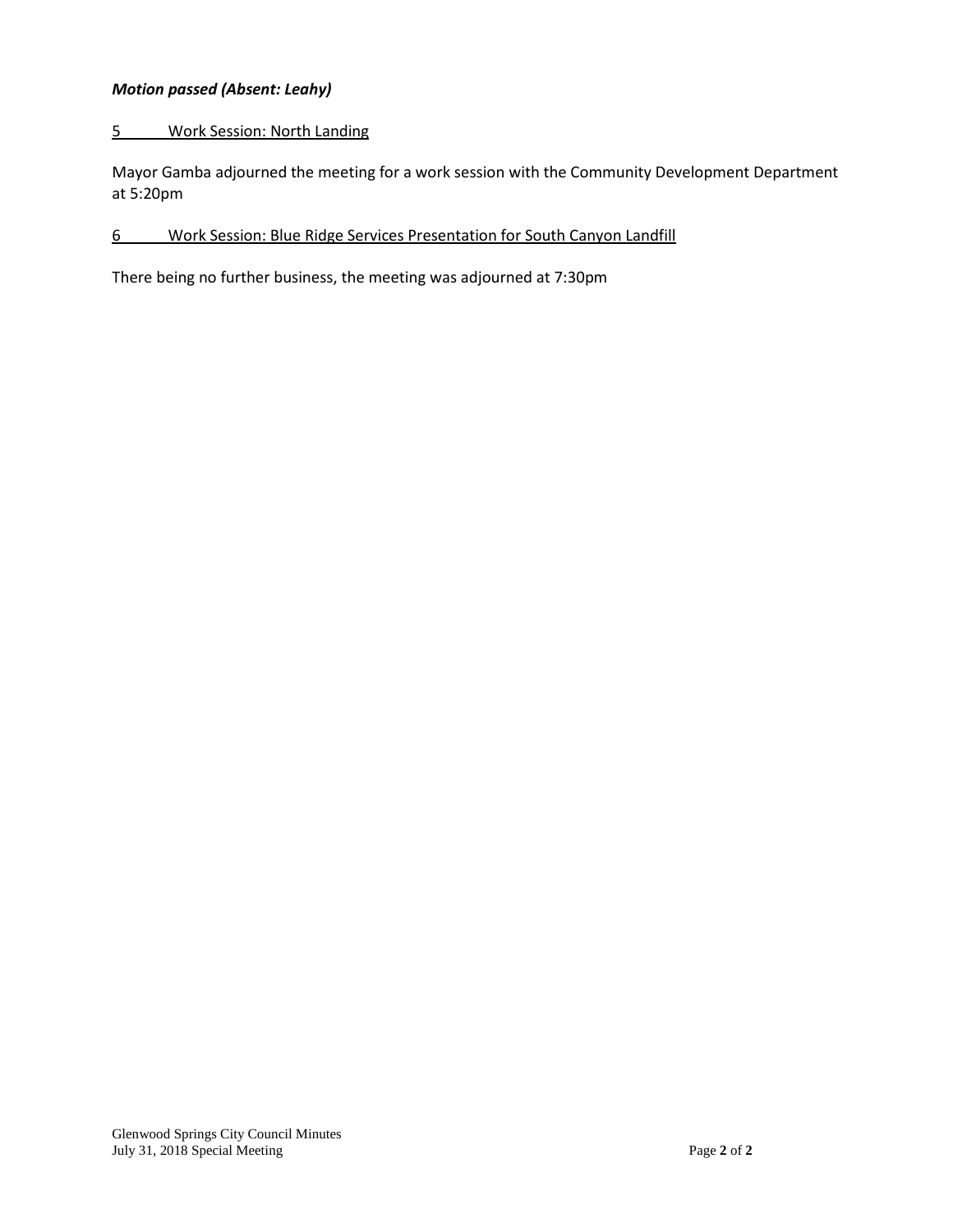***Motion passed (Absent: Leahy)***

5 Work Session: North Landing

Mayor Gamba adjourned the meeting for a work session with the Community Development Department at 5:20pm

6 Work Session: Blue Ridge Services Presentation for South Canyon Landfill

There being no further business, the meeting was adjourned at 7:30pm